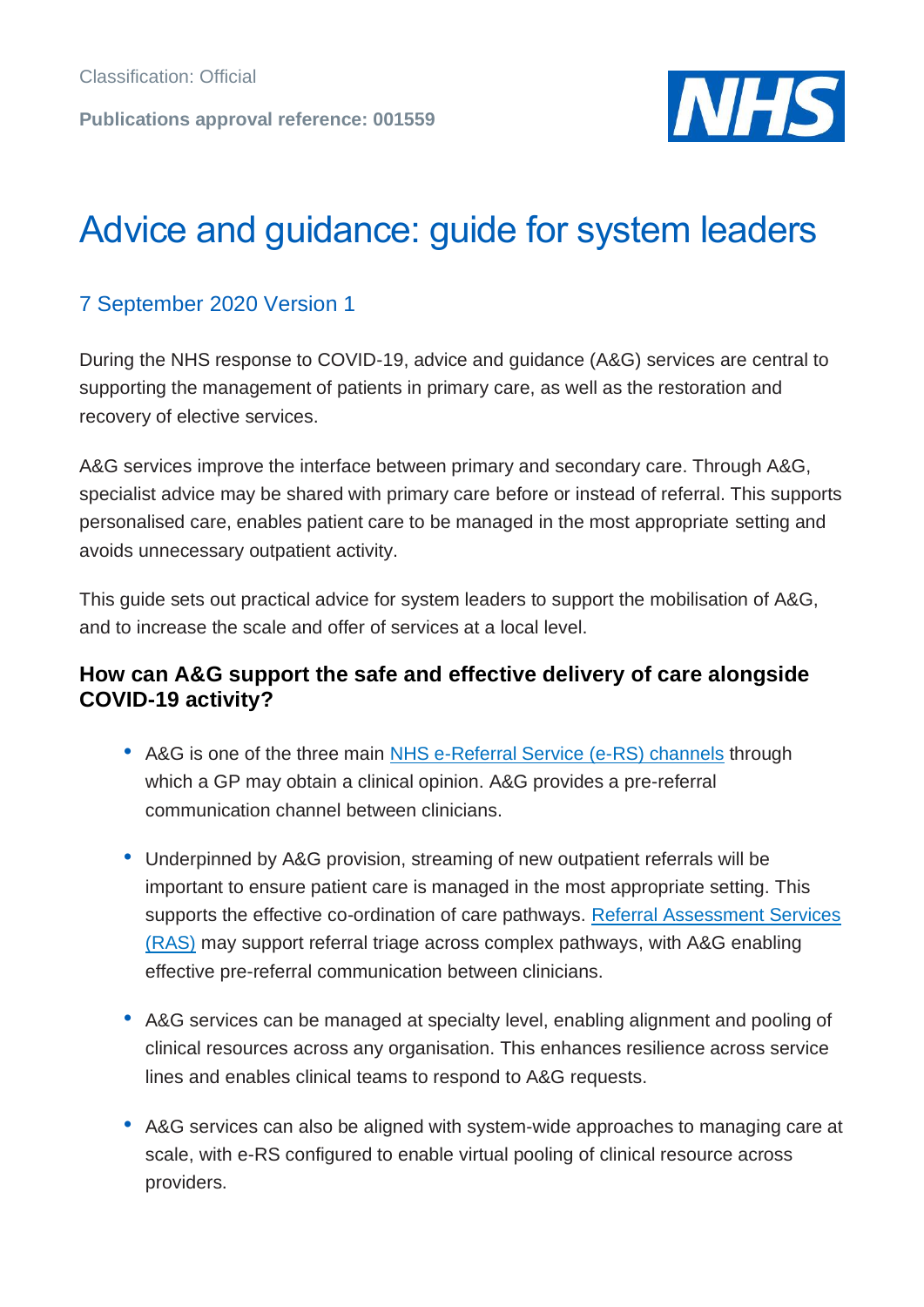Classification: Official

**Publications approval reference: 001559**

# Advice and guidance: guide for system leaders

## 7 September 2020 Version 1

During the NHS response to COVID-19, advice and guidance (A&G) services are central to supporting the management of patients in primary care, as well as the restoration and recovery of elective services.

A&G services improve the interface between primary and secondary care. Through A&G, specialist advice may be shared with primary care before or instead of referral. This supports personalised care, enables patient care to be managed in the most appropriate setting and avoids unnecessary outpatient activity.

This guide sets out practical advice for system leaders to support the mobilisation of A&G, and to increase the scale and offer of services at a local level.

### How can A&G support the safe and effective delivery of care alongside COVID-19 activity?

- A&G is one of the three main NHS e-Referral Service (e-RS) channels through which a GP may obtain a clinical opinion. A&G provides a pre-referral communication channel between clinicians.
- Underpinned by A&G provision, streaming of new outpatient referrals will be important to ensure patient care is managed in the most appropriate setting. This supports the effective co-ordination of care pathways. Referral Assessment Services (RAS) may support referral triage across complex pathways, with A&G enabling effective pre-referral communication between clinicians.
- A&G services can be managed at specialty level, enabling alignment and pooling of clinical resources across any organisation. This enhances resilience across service lines and enables clinical teams to respond to A&G requests.
- A&G services can also be aligned with system-wide approaches to managing care at scale, with e-RS configured to enable virtual pooling of clinical resource across providers.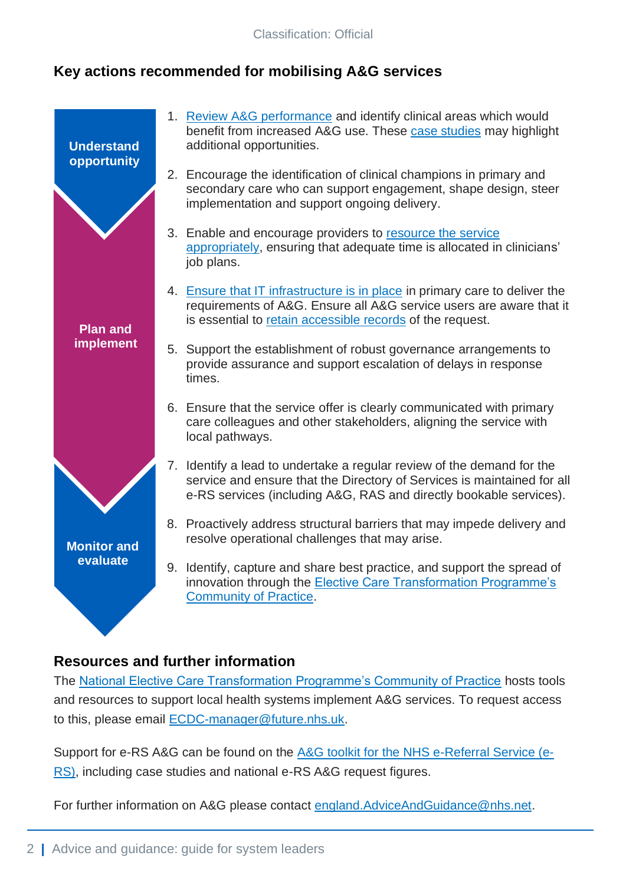## Key actions recommended for mobilising A&G services

**Understand opportunity**

1. Review A&G performance and identify clinical areas which would benefit from increased A&G use. These case studies may highlight additional opportunities.
2. Encourage the identification of clinical champions in primary and secondary care who can support engagement, shape design, steer implementation and support ongoing delivery.

**Plan and implement**

3. Enable and encourage providers to resource the service appropriately, ensuring that adequate time is allocated in clinicians' job plans.
4. Ensure that IT infrastructure is in place in primary care to deliver the requirements of A&G. Ensure all A&G service users are aware that it is essential to retain accessible records of the request.
5. Support the establishment of robust governance arrangements to provide assurance and support escalation of delays in response times.
6. Ensure that the service offer is clearly communicated with primary care colleagues and other stakeholders, aligning the service with local pathways.
7. Identify a lead to undertake a regular review of the demand for the service and ensure that the Directory of Services is maintained for all e-RS services (including A&G, RAS and directly bookable services).

**Monitor and evaluate**

8. Proactively address structural barriers that may impede delivery and resolve operational challenges that may arise.
9. Identify, capture and share best practice, and support the spread of innovation through the Elective Care Transformation Programme's Community of Practice.

## Resources and further information

The National Elective Care Transformation Programme's Community of Practice hosts tools and resources to support local health systems implement A&G services. To request access to this, please email ECDC-manager@future.nhs.uk.

Support for e-RS A&G can be found on the A&G toolkit for the NHS e-Referral Service (e-RS), including case studies and national e-RS A&G request figures.

For further information on A&G please contact england.AdviceAndGuidance@nhs.net.